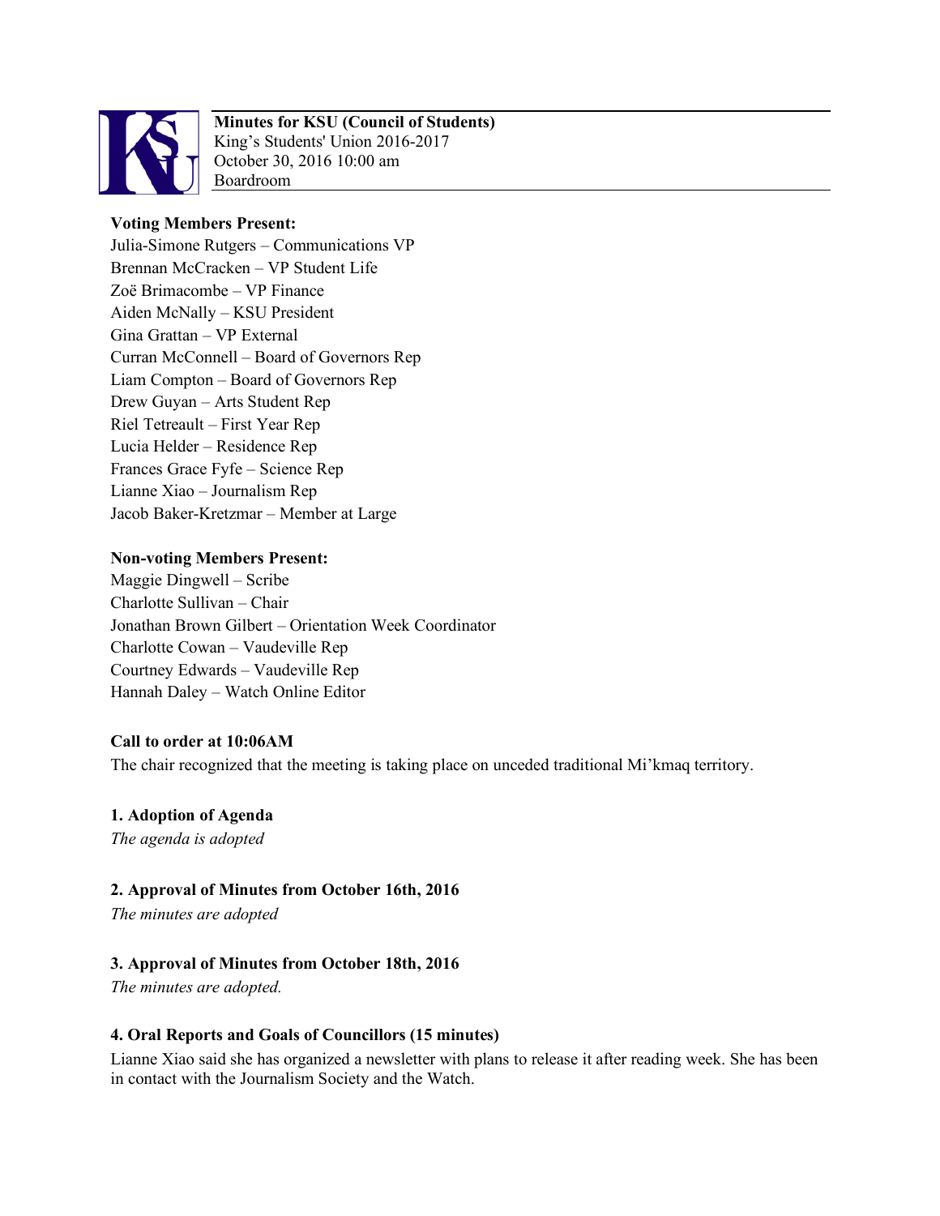**Minutes for KSU (Council of Students)**
King's Students' Union 2016-2017
October 30, 2016 10:00 am
Boardroom

**Voting Members Present:**
Julia-Simone Rutgers – Communications VP
Brennan McCracken – VP Student Life
Zoë Brimacombe – VP Finance
Aiden McNally – KSU President
Gina Grattan – VP External
Curran McConnell – Board of Governors Rep
Liam Compton – Board of Governors Rep
Drew Guyan – Arts Student Rep
Riel Tetreault – First Year Rep
Lucia Helder – Residence Rep
Frances Grace Fyfe – Science Rep
Lianne Xiao – Journalism Rep
Jacob Baker-Kretzmar – Member at Large

**Non-voting Members Present:**
Maggie Dingwell – Scribe
Charlotte Sullivan – Chair
Jonathan Brown Gilbert – Orientation Week Coordinator
Charlotte Cowan – Vaudeville Rep
Courtney Edwards – Vaudeville Rep
Hannah Daley – Watch Online Editor

**Call to order at 10:06AM**
The chair recognized that the meeting is taking place on unceded traditional Mi'kmaq territory.

**1. Adoption of Agenda**
*The agenda is adopted*

**2. Approval of Minutes from October 16th, 2016**
*The minutes are adopted*

**3. Approval of Minutes from October 18th, 2016**
*The minutes are adopted.*

**4. Oral Reports and Goals of Councillors (15 minutes)**
Lianne Xiao said she has organized a newsletter with plans to release it after reading week. She has been in contact with the Journalism Society and the Watch.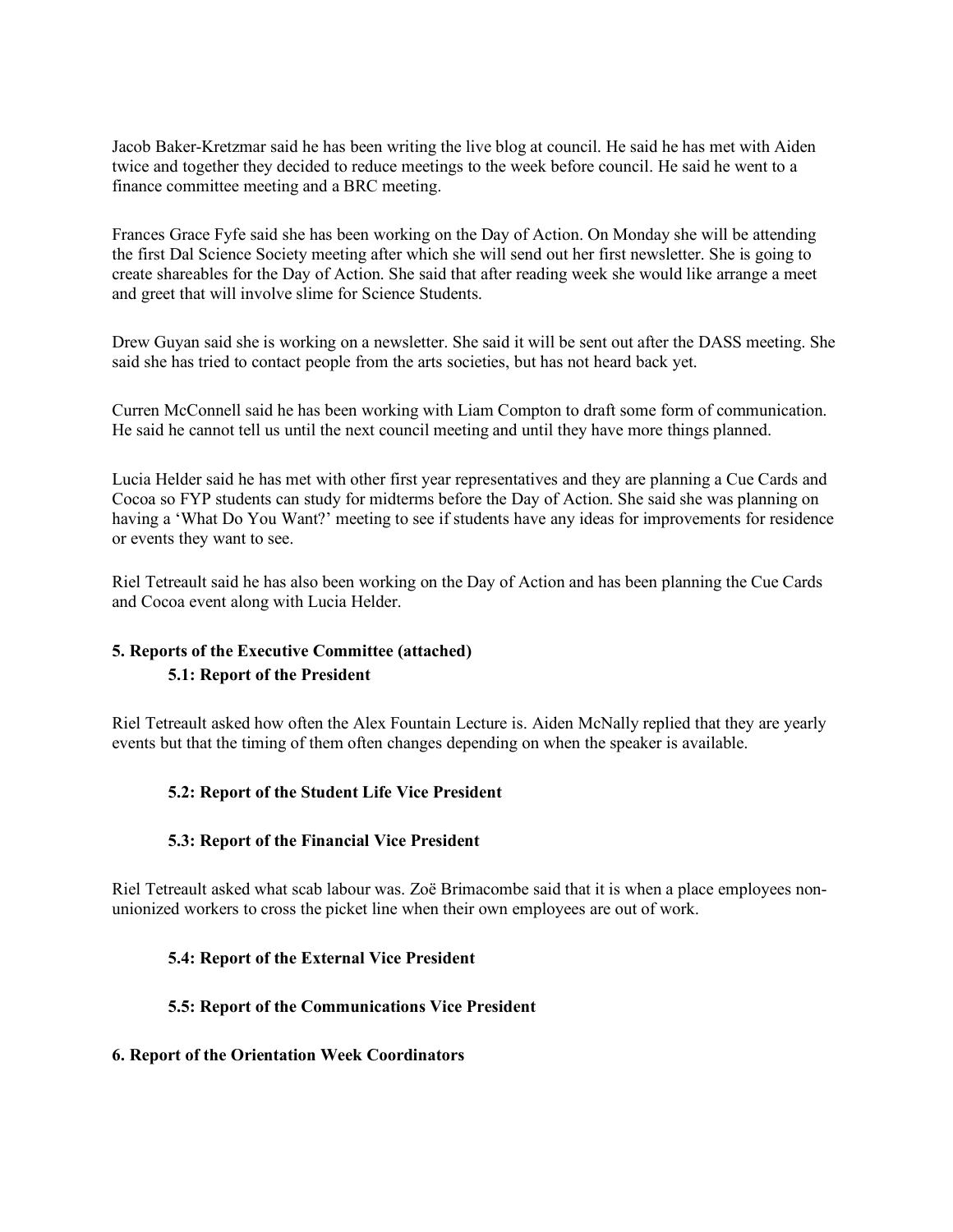Jacob Baker-Kretzmar said he has been writing the live blog at council. He said he has met with Aiden twice and together they decided to reduce meetings to the week before council. He said he went to a finance committee meeting and a BRC meeting.

Frances Grace Fyfe said she has been working on the Day of Action. On Monday she will be attending the first Dal Science Society meeting after which she will send out her first newsletter. She is going to create shareables for the Day of Action. She said that after reading week she would like arrange a meet and greet that will involve slime for Science Students.

Drew Guyan said she is working on a newsletter. She said it will be sent out after the DASS meeting. She said she has tried to contact people from the arts societies, but has not heard back yet.

Curren McConnell said he has been working with Liam Compton to draft some form of communication. He said he cannot tell us until the next council meeting and until they have more things planned.

Lucia Helder said he has met with other first year representatives and they are planning a Cue Cards and Cocoa so FYP students can study for midterms before the Day of Action. She said she was planning on having a 'What Do You Want?' meeting to see if students have any ideas for improvements for residence or events they want to see.

Riel Tetreault said he has also been working on the Day of Action and has been planning the Cue Cards and Cocoa event along with Lucia Helder.

## 5. Reports of the Executive Committee (attached)

### 5.1: Report of the President

Riel Tetreault asked how often the Alex Fountain Lecture is. Aiden McNally replied that they are yearly events but that the timing of them often changes depending on when the speaker is available.

### 5.2: Report of the Student Life Vice President

### 5.3: Report of the Financial Vice President

Riel Tetreault asked what scab labour was. Zoë Brimacombe said that it is when a place employees non-unionized workers to cross the picket line when their own employees are out of work.

### 5.4: Report of the External Vice President

### 5.5: Report of the Communications Vice President

## 6. Report of the Orientation Week Coordinators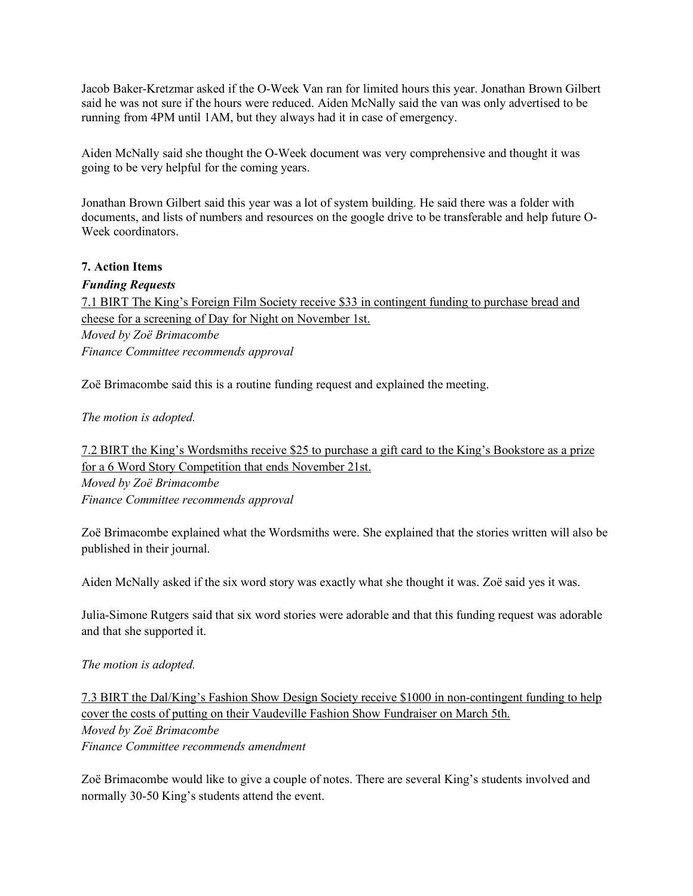Jacob Baker-Kretzmar asked if the O-Week Van ran for limited hours this year. Jonathan Brown Gilbert said he was not sure if the hours were reduced. Aiden McNally said the van was only advertised to be running from 4PM until 1AM, but they always had it in case of emergency.

Aiden McNally said she thought the O-Week document was very comprehensive and thought it was going to be very helpful for the coming years.

Jonathan Brown Gilbert said this year was a lot of system building. He said there was a folder with documents, and lists of numbers and resources on the google drive to be transferable and help future O-Week coordinators.

**7. Action Items**

***Funding Requests***

7.1 BIRT The King's Foreign Film Society receive $33 in contingent funding to purchase bread and cheese for a screening of Day for Night on November 1st.
*Moved by Zoë Brimacombe*
*Finance Committee recommends approval*

Zoë Brimacombe said this is a routine funding request and explained the meeting.

*The motion is adopted.*

7.2 BIRT the King's Wordsmiths receive $25 to purchase a gift card to the King's Bookstore as a prize for a 6 Word Story Competition that ends November 21st.
*Moved by Zoë Brimacombe*
*Finance Committee recommends approval*

Zoë Brimacombe explained what the Wordsmiths were. She explained that the stories written will also be published in their journal.

Aiden McNally asked if the six word story was exactly what she thought it was. Zoë said yes it was.

Julia-Simone Rutgers said that six word stories were adorable and that this funding request was adorable and that she supported it.

*The motion is adopted.*

7.3 BIRT the Dal/King's Fashion Show Design Society receive $1000 in non-contingent funding to help cover the costs of putting on their Vaudeville Fashion Show Fundraiser on March 5th.
*Moved by Zoë Brimacombe*
*Finance Committee recommends amendment*

Zoë Brimacombe would like to give a couple of notes. There are several King's students involved and normally 30-50 King's students attend the event.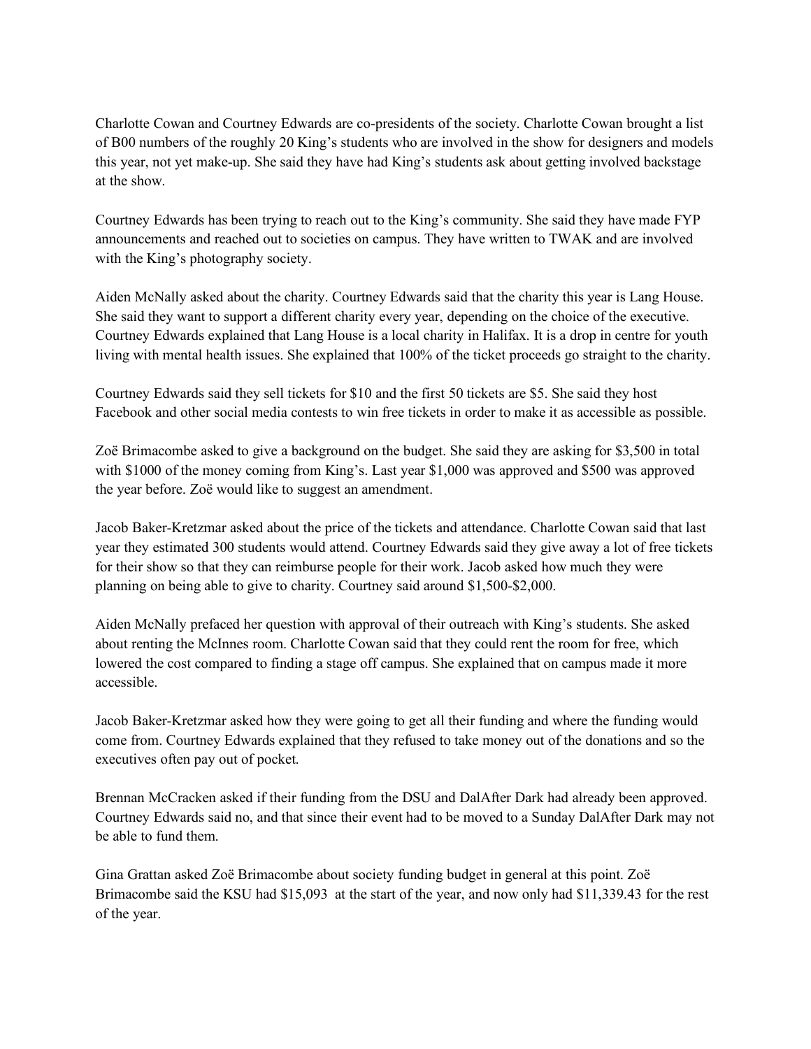Charlotte Cowan and Courtney Edwards are co-presidents of the society. Charlotte Cowan brought a list of B00 numbers of the roughly 20 King's students who are involved in the show for designers and models this year, not yet make-up. She said they have had King's students ask about getting involved backstage at the show.

Courtney Edwards has been trying to reach out to the King's community. She said they have made FYP announcements and reached out to societies on campus. They have written to TWAK and are involved with the King's photography society.

Aiden McNally asked about the charity. Courtney Edwards said that the charity this year is Lang House. She said they want to support a different charity every year, depending on the choice of the executive. Courtney Edwards explained that Lang House is a local charity in Halifax. It is a drop in centre for youth living with mental health issues. She explained that 100% of the ticket proceeds go straight to the charity.

Courtney Edwards said they sell tickets for $10 and the first 50 tickets are $5. She said they host Facebook and other social media contests to win free tickets in order to make it as accessible as possible.

Zoë Brimacombe asked to give a background on the budget. She said they are asking for $3,500 in total with $1000 of the money coming from King's. Last year $1,000 was approved and $500 was approved the year before. Zoë would like to suggest an amendment.

Jacob Baker-Kretzmar asked about the price of the tickets and attendance. Charlotte Cowan said that last year they estimated 300 students would attend. Courtney Edwards said they give away a lot of free tickets for their show so that they can reimburse people for their work. Jacob asked how much they were planning on being able to give to charity. Courtney said around $1,500-$2,000.

Aiden McNally prefaced her question with approval of their outreach with King's students. She asked about renting the McInnes room. Charlotte Cowan said that they could rent the room for free, which lowered the cost compared to finding a stage off campus. She explained that on campus made it more accessible.

Jacob Baker-Kretzmar asked how they were going to get all their funding and where the funding would come from. Courtney Edwards explained that they refused to take money out of the donations and so the executives often pay out of pocket.

Brennan McCracken asked if their funding from the DSU and DalAfter Dark had already been approved. Courtney Edwards said no, and that since their event had to be moved to a Sunday DalAfter Dark may not be able to fund them.

Gina Grattan asked Zoë Brimacombe about society funding budget in general at this point. Zoë Brimacombe said the KSU had $15,093 at the start of the year, and now only had $11,339.43 for the rest of the year.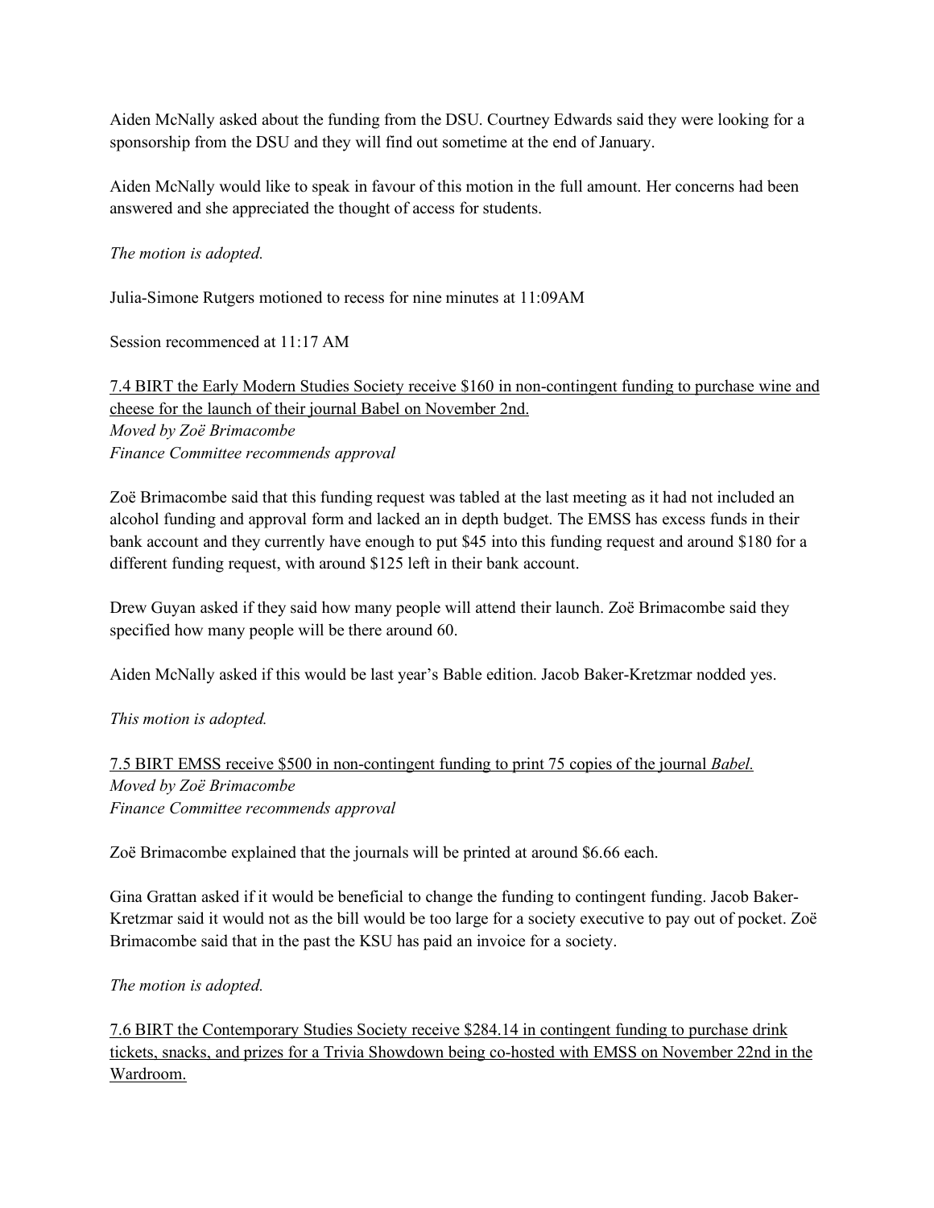Aiden McNally asked about the funding from the DSU. Courtney Edwards said they were looking for a sponsorship from the DSU and they will find out sometime at the end of January.

Aiden McNally would like to speak in favour of this motion in the full amount. Her concerns had been answered and she appreciated the thought of access for students.

*The motion is adopted.*

Julia-Simone Rutgers motioned to recess for nine minutes at 11:09AM

Session recommenced at 11:17 AM

<u>7.4 BIRT the Early Modern Studies Society receive $160 in non-contingent funding to purchase wine and cheese for the launch of their journal Babel on November 2nd.</u>
*Moved by Zoë Brimacombe*
*Finance Committee recommends approval*

Zoë Brimacombe said that this funding request was tabled at the last meeting as it had not included an alcohol funding and approval form and lacked an in depth budget. The EMSS has excess funds in their bank account and they currently have enough to put $45 into this funding request and around $180 for a different funding request, with around $125 left in their bank account.

Drew Guyan asked if they said how many people will attend their launch. Zoë Brimacombe said they specified how many people will be there around 60.

Aiden McNally asked if this would be last year's Bable edition. Jacob Baker-Kretzmar nodded yes.

*This motion is adopted.*

<u>7.5 BIRT EMSS receive $500 in non-contingent funding to print 75 copies of the journal *Babel*.</u>
*Moved by Zoë Brimacombe*
*Finance Committee recommends approval*

Zoë Brimacombe explained that the journals will be printed at around $6.66 each.

Gina Grattan asked if it would be beneficial to change the funding to contingent funding. Jacob Baker-Kretzmar said it would not as the bill would be too large for a society executive to pay out of pocket. Zoë Brimacombe said that in the past the KSU has paid an invoice for a society.

*The motion is adopted.*

<u>7.6 BIRT the Contemporary Studies Society receive $284.14 in contingent funding to purchase drink tickets, snacks, and prizes for a Trivia Showdown being co-hosted with EMSS on November 22nd in the Wardroom.</u>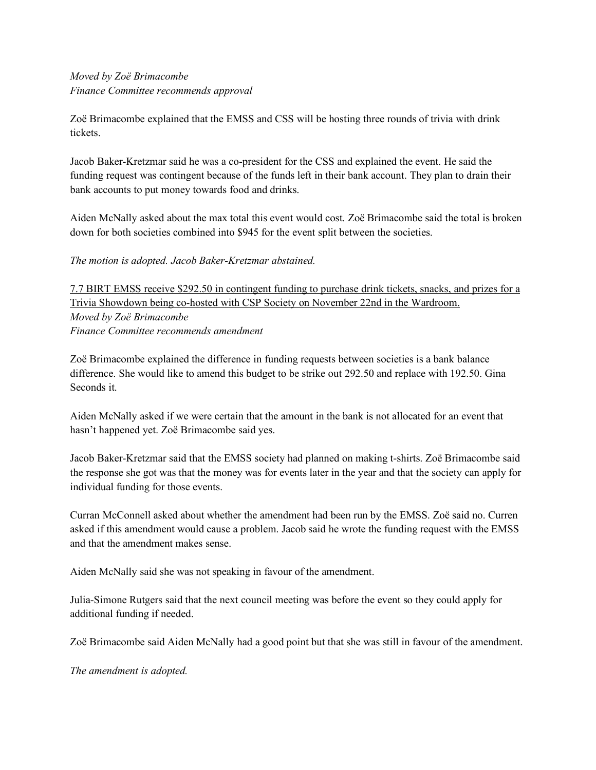*Moved by Zoë Brimacombe*
*Finance Committee recommends approval*

Zoë Brimacombe explained that the EMSS and CSS will be hosting three rounds of trivia with drink tickets.

Jacob Baker-Kretzmar said he was a co-president for the CSS and explained the event. He said the funding request was contingent because of the funds left in their bank account. They plan to drain their bank accounts to put money towards food and drinks.

Aiden McNally asked about the max total this event would cost. Zoë Brimacombe said the total is broken down for both societies combined into $945 for the event split between the societies.

*The motion is adopted. Jacob Baker-Kretzmar abstained.*

<u>7.7 BIRT EMSS receive $292.50 in contingent funding to purchase drink tickets, snacks, and prizes for a Trivia Showdown being co-hosted with CSP Society on November 22nd in the Wardroom.</u>
*Moved by Zoë Brimacombe*
*Finance Committee recommends amendment*

Zoë Brimacombe explained the difference in funding requests between societies is a bank balance difference. She would like to amend this budget to be strike out 292.50 and replace with 192.50. Gina Seconds it.

Aiden McNally asked if we were certain that the amount in the bank is not allocated for an event that hasn't happened yet. Zoë Brimacombe said yes.

Jacob Baker-Kretzmar said that the EMSS society had planned on making t-shirts. Zoë Brimacombe said the response she got was that the money was for events later in the year and that the society can apply for individual funding for those events.

Curran McConnell asked about whether the amendment had been run by the EMSS. Zoë said no. Curren asked if this amendment would cause a problem. Jacob said he wrote the funding request with the EMSS and that the amendment makes sense.

Aiden McNally said she was not speaking in favour of the amendment.

Julia-Simone Rutgers said that the next council meeting was before the event so they could apply for additional funding if needed.

Zoë Brimacombe said Aiden McNally had a good point but that she was still in favour of the amendment.

*The amendment is adopted.*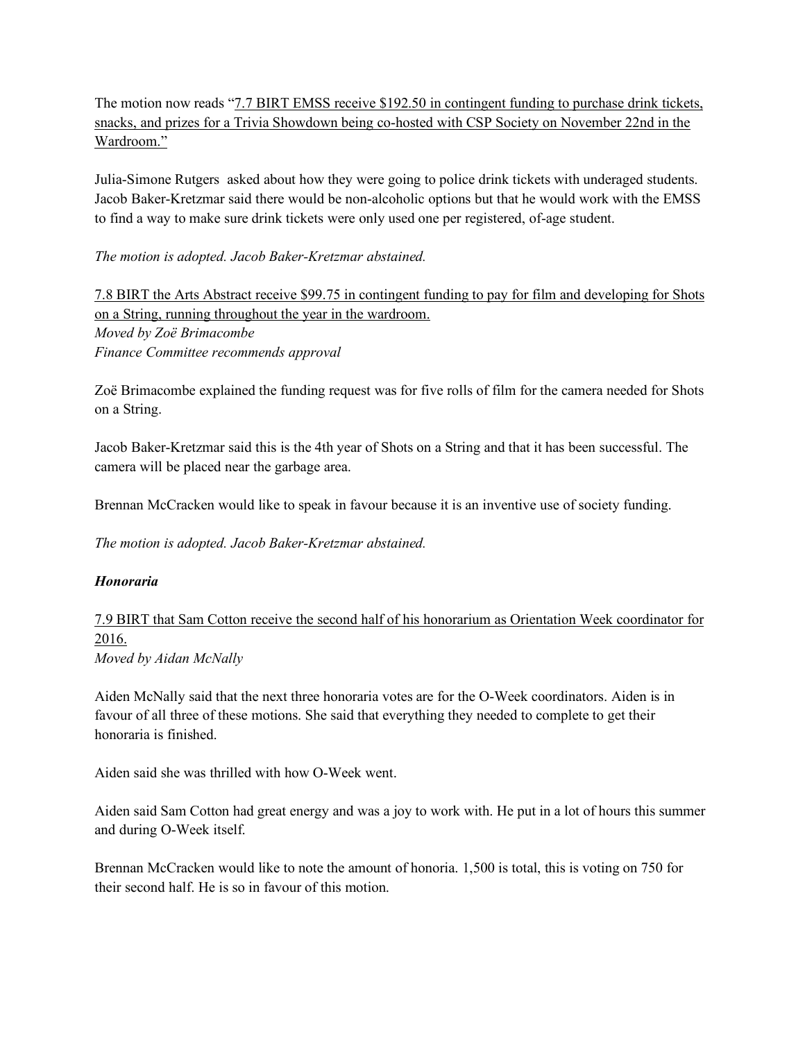The motion now reads "<u>7.7 BIRT EMSS receive $192.50 in contingent funding to purchase drink tickets, snacks, and prizes for a Trivia Showdown being co-hosted with CSP Society on November 22nd in the Wardroom.</u>"

Julia-Simone Rutgers asked about how they were going to police drink tickets with underaged students. Jacob Baker-Kretzmar said there would be non-alcoholic options but that he would work with the EMSS to find a way to make sure drink tickets were only used one per registered, of-age student.

*The motion is adopted. Jacob Baker-Kretzmar abstained.*

<u>7.8 BIRT the Arts Abstract receive $99.75 in contingent funding to pay for film and developing for Shots on a String, running throughout the year in the wardroom.</u>
*Moved by Zoë Brimacombe*
*Finance Committee recommends approval*

Zoë Brimacombe explained the funding request was for five rolls of film for the camera needed for Shots on a String.

Jacob Baker-Kretzmar said this is the 4th year of Shots on a String and that it has been successful. The camera will be placed near the garbage area.

Brennan McCracken would like to speak in favour because it is an inventive use of society funding.

*The motion is adopted. Jacob Baker-Kretzmar abstained.*

***Honoraria***

<u>7.9 BIRT that Sam Cotton receive the second half of his honorarium as Orientation Week coordinator for 2016.</u>
*Moved by Aidan McNally*

Aiden McNally said that the next three honoraria votes are for the O-Week coordinators. Aiden is in favour of all three of these motions. She said that everything they needed to complete to get their honoraria is finished.

Aiden said she was thrilled with how O-Week went.

Aiden said Sam Cotton had great energy and was a joy to work with. He put in a lot of hours this summer and during O-Week itself.

Brennan McCracken would like to note the amount of honoria. 1,500 is total, this is voting on 750 for their second half. He is so in favour of this motion.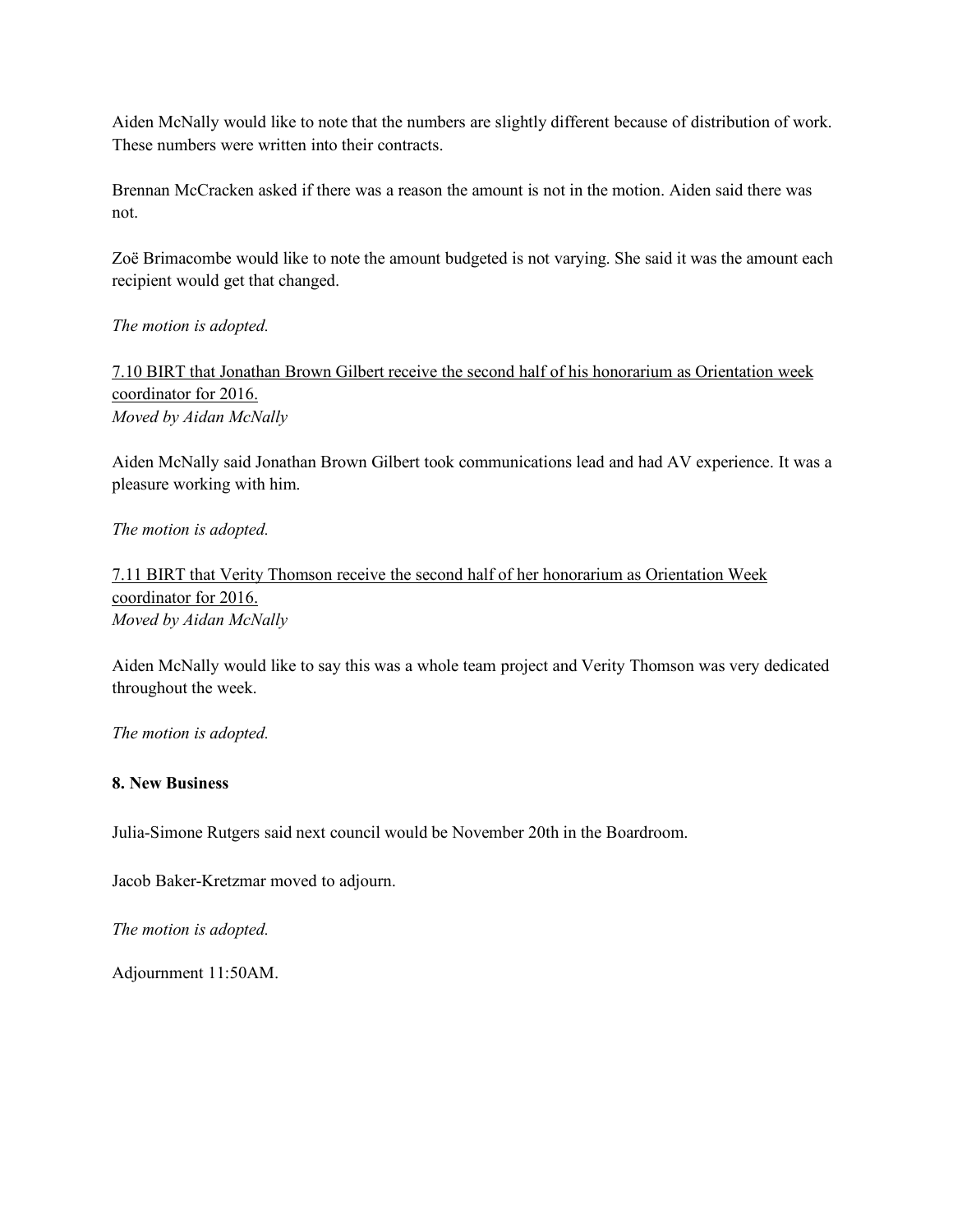Aiden McNally would like to note that the numbers are slightly different because of distribution of work. These numbers were written into their contracts.

Brennan McCracken asked if there was a reason the amount is not in the motion. Aiden said there was not.

Zoë Brimacombe would like to note the amount budgeted is not varying. She said it was the amount each recipient would get that changed.

*The motion is adopted.*

<u>7.10 BIRT that Jonathan Brown Gilbert receive the second half of his honorarium as Orientation week coordinator for 2016.</u>
*Moved by Aidan McNally*

Aiden McNally said Jonathan Brown Gilbert took communications lead and had AV experience. It was a pleasure working with him.

*The motion is adopted.*

<u>7.11 BIRT that Verity Thomson receive the second half of her honorarium as Orientation Week coordinator for 2016.</u>
*Moved by Aidan McNally*

Aiden McNally would like to say this was a whole team project and Verity Thomson was very dedicated throughout the week.

*The motion is adopted.*

**8. New Business**

Julia-Simone Rutgers said next council would be November 20th in the Boardroom.

Jacob Baker-Kretzmar moved to adjourn.

*The motion is adopted.*

Adjournment 11:50AM.